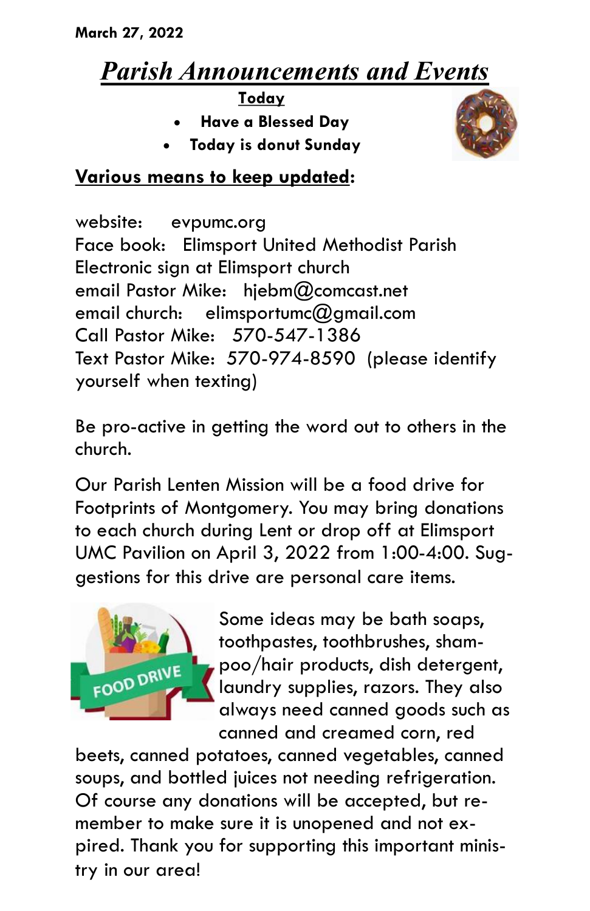**March 27, 2022**

# *Parish Announcements and Events*

**Today**

- **Have a Blessed Day**
- **Today is donut Sunday**

**Various means to keep updated:**

website: evpumc.org
Face book: Elimsport United Methodist Parish
Electronic sign at Elimsport church
email Pastor Mike: hjebm@comcast.net
email church: elimsportumc@gmail.com
Call Pastor Mike: 570-547-1386
Text Pastor Mike: 570-974-8590 (please identify yourself when texting)

Be pro-active in getting the word out to others in the church.

Our Parish Lenten Mission will be a food drive for Footprints of Montgomery. You may bring donations to each church during Lent or drop off at Elimsport UMC Pavilion on April 3, 2022 from 1:00-4:00. Suggestions for this drive are personal care items.

Some ideas may be bath soaps, toothpastes, toothbrushes, shampoo/hair products, dish detergent, laundry supplies, razors. They also always need canned goods such as canned and creamed corn, red beets, canned potatoes, canned vegetables, canned soups, and bottled juices not needing refrigeration. Of course any donations will be accepted, but remember to make sure it is unopened and not expired. Thank you for supporting this important ministry in our area!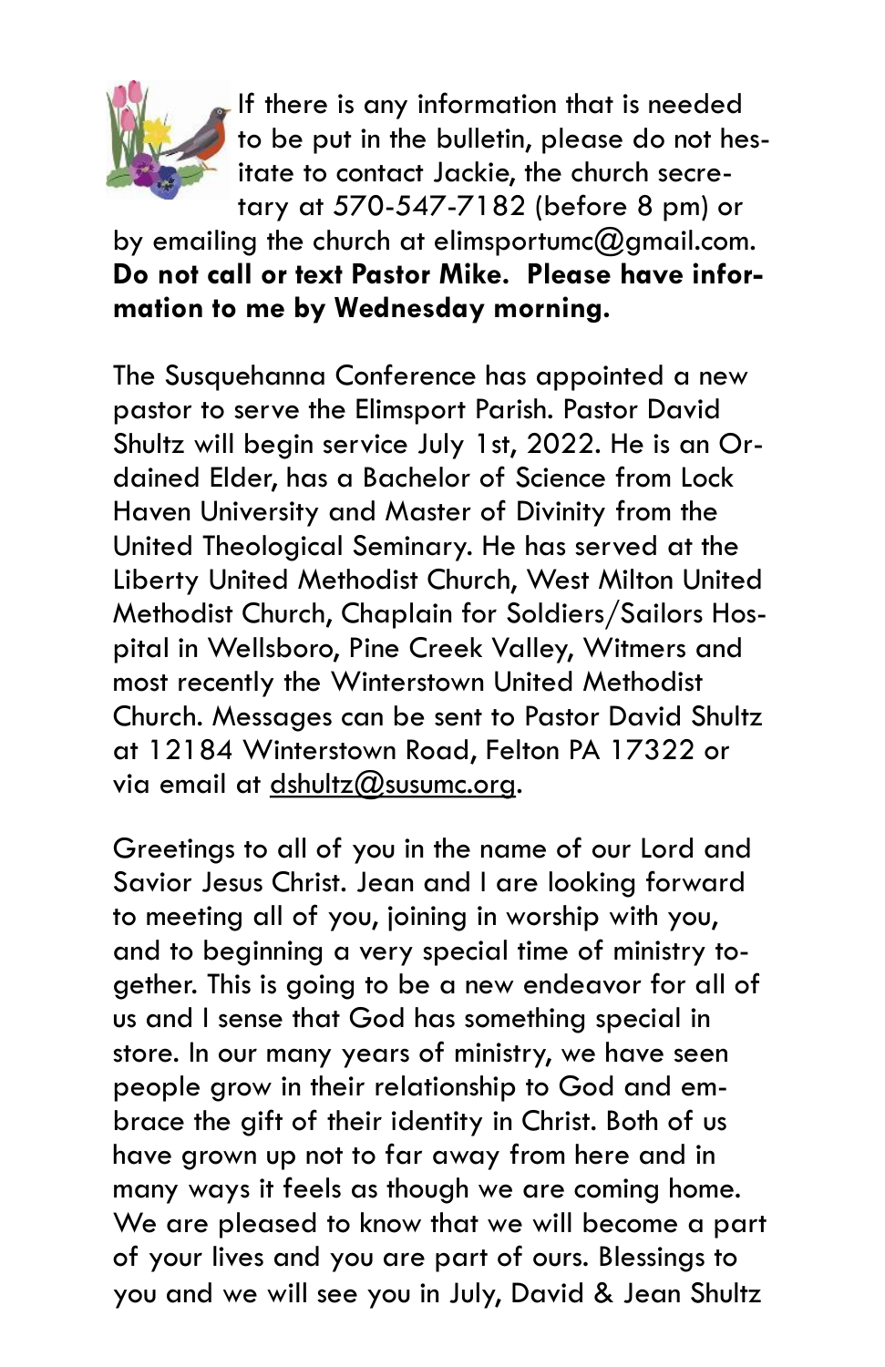If there is any information that is needed to be put in the bulletin, please do not hesitate to contact Jackie, the church secretary at 570-547-7182 (before 8 pm) or by emailing the church at elimsportumc@gmail.com. **Do not call or text Pastor Mike. Please have information to me by Wednesday morning.**

The Susquehanna Conference has appointed a new pastor to serve the Elimsport Parish. Pastor David Shultz will begin service July 1st, 2022. He is an Ordained Elder, has a Bachelor of Science from Lock Haven University and Master of Divinity from the United Theological Seminary. He has served at the Liberty United Methodist Church, West Milton United Methodist Church, Chaplain for Soldiers/Sailors Hospital in Wellsboro, Pine Creek Valley, Witmers and most recently the Winterstown United Methodist Church. Messages can be sent to Pastor David Shultz at 12184 Winterstown Road, Felton PA 17322 or via email at dshultz@susumc.org.

Greetings to all of you in the name of our Lord and Savior Jesus Christ. Jean and I are looking forward to meeting all of you, joining in worship with you, and to beginning a very special time of ministry together. This is going to be a new endeavor for all of us and I sense that God has something special in store. In our many years of ministry, we have seen people grow in their relationship to God and embrace the gift of their identity in Christ. Both of us have grown up not to far away from here and in many ways it feels as though we are coming home. We are pleased to know that we will become a part of your lives and you are part of ours. Blessings to you and we will see you in July, David & Jean Shultz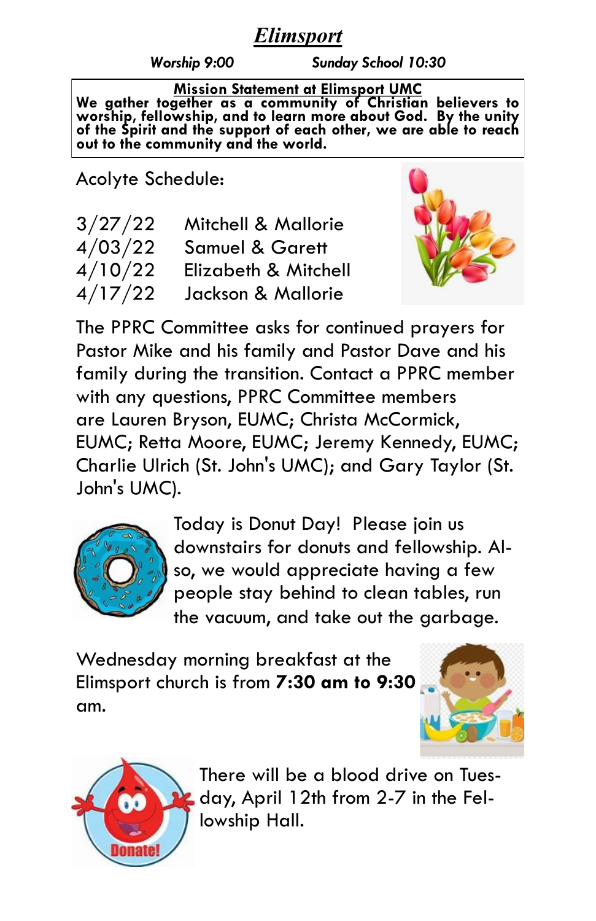# *Elimsport*

***Worship 9:00*** ***Sunday School 10:30***

**Mission Statement at Elimsport UMC**

**We gather together as a community of Christian believers to worship, fellowship, and to learn more about God. By the unity of the Spirit and the support of each other, we are able to reach out to the community and the world.**

Acolyte Schedule:

| | |
|---|---|
| 3/27/22 | Mitchell & Mallorie |
| 4/03/22 | Samuel & Garett |
| 4/10/22 | Elizabeth & Mitchell |
| 4/17/22 | Jackson & Mallorie |

The PPRC Committee asks for continued prayers for Pastor Mike and his family and Pastor Dave and his family during the transition. Contact a PPRC member with any questions, PPRC Committee members are Lauren Bryson, EUMC; Christa McCormick, EUMC; Retta Moore, EUMC; Jeremy Kennedy, EUMC; Charlie Ulrich (St. John's UMC); and Gary Taylor (St. John's UMC).

Today is Donut Day! Please join us downstairs for donuts and fellowship. Also, we would appreciate having a few people stay behind to clean tables, run the vacuum, and take out the garbage.

Wednesday morning breakfast at the Elimsport church is from **7:30 am to 9:30** am.

There will be a blood drive on Tuesday, April 12th from 2-7 in the Fellowship Hall.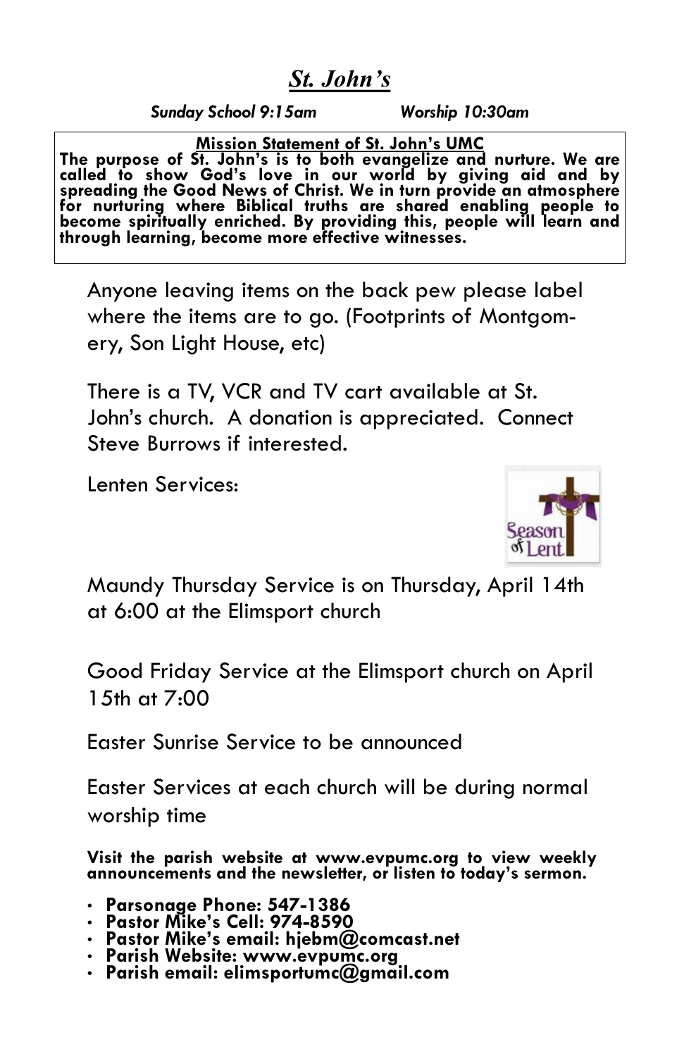# *St. John's*

*Sunday School 9:15am* *Worship 10:30am*

**Mission Statement of St. John's UMC**
**The purpose of St. John's is to both evangelize and nurture. We are called to show God's love in our world by giving aid and by spreading the Good News of Christ. We in turn provide an atmosphere for nurturing where Biblical truths are shared enabling people to become spiritually enriched. By providing this, people will learn and through learning, become more effective witnesses.**

Anyone leaving items on the back pew please label where the items are to go. (Footprints of Montgomery, Son Light House, etc)

There is a TV, VCR and TV cart available at St. John's church. A donation is appreciated. Connect Steve Burrows if interested.

Lenten Services:

Maundy Thursday Service is on Thursday, April 14th at 6:00 at the Elimsport church

Good Friday Service at the Elimsport church on April 15th at 7:00

Easter Sunrise Service to be announced

Easter Services at each church will be during normal worship time

**Visit the parish website at www.evpumc.org to view weekly announcements and the newsletter, or listen to today's sermon.**

- **Parsonage Phone: 547-1386**
- **Pastor Mike's Cell: 974-8590**
- **Pastor Mike's email: hjebm@comcast.net**
- **Parish Website: www.evpumc.org**
- **Parish email: elimsportumc@gmail.com**